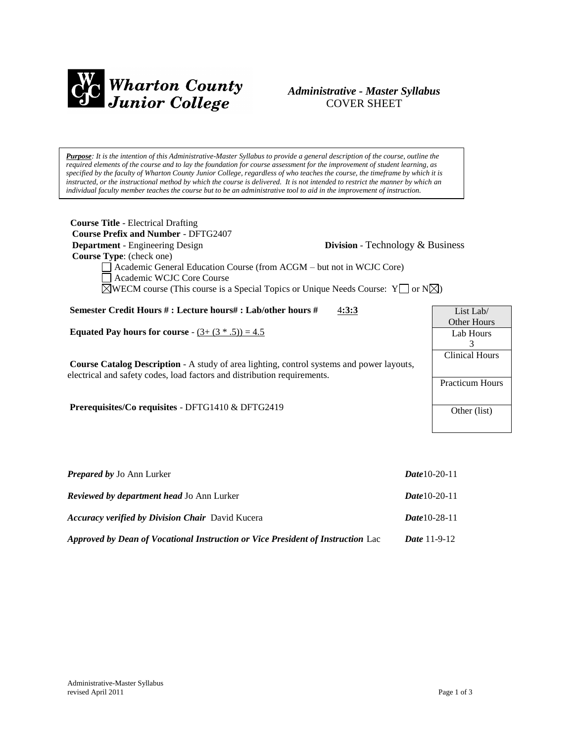Wharton County Junior College

*Administrative - Master Syllabus*
COVER SHEET

*__Purpose__: It is the intention of this Administrative-Master Syllabus to provide a general description of the course, outline the required elements of the course and to lay the foundation for course assessment for the improvement of student learning, as specified by the faculty of Wharton County Junior College, regardless of who teaches the course, the timeframe by which it is instructed, or the instructional method by which the course is delivered. It is not intended to restrict the manner by which an individual faculty member teaches the course but to be an administrative tool to aid in the improvement of instruction.*

**Course Title** - Electrical Drafting
**Course Prefix and Number** - DFTG2407
**Department** - Engineering Design **Division** - Technology & Business
**Course Type**: (check one)

- ☐ Academic General Education Course (from ACGM – but not in WCJC Core)
- ☐ Academic WCJC Core Course
- ☒ WECM course (This course is a Special Topics or Unique Needs Course: Y☐ or N☒)

**Semester Credit Hours # : Lecture hours# : Lab/other hours #** 4:3:3

**Equated Pay hours for course** - (3+ (3 * .5)) = 4.5

**Course Catalog Description** - A study of area lighting, control systems and power layouts, electrical and safety codes, load factors and distribution requirements.

**Prerequisites/Co requisites** - DFTG1410 & DFTG2419

| List Lab/ Other Hours |
|---|
| Lab Hours 3 |
| Clinical Hours |
| Practicum Hours |
| Other (list) |

***Prepared by*** Jo Ann Lurker ***Date*** 10-20-11

***Reviewed by department head*** Jo Ann Lurker ***Date*** 10-20-11

***Accuracy verified by Division Chair*** David Kucera ***Date*** 10-28-11

***Approved by Dean of Vocational Instruction or Vice President of Instruction*** Lac ***Date*** 11-9-12

Administrative-Master Syllabus
revised April 2011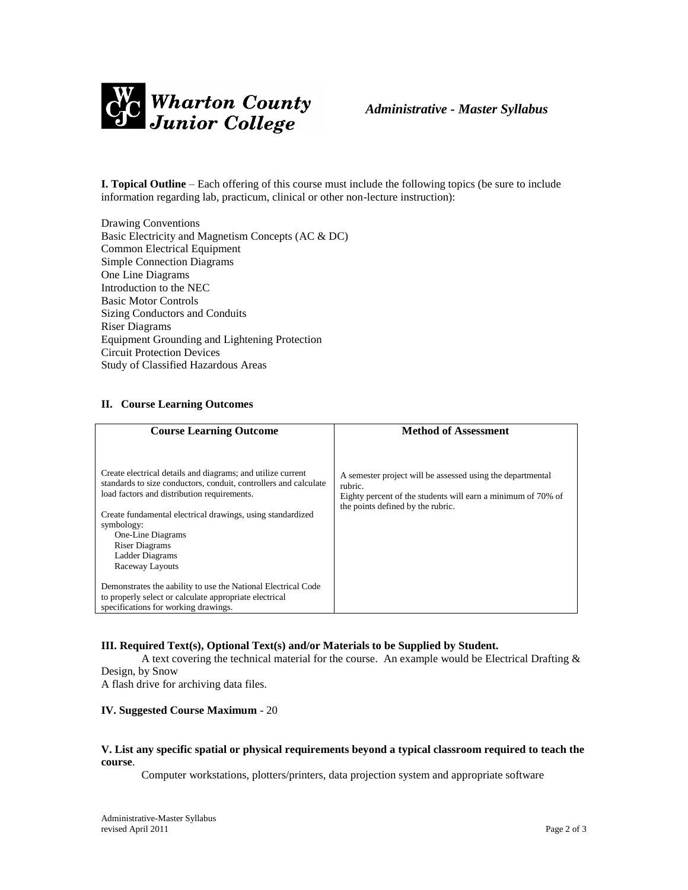**I. Topical Outline** – Each offering of this course must include the following topics (be sure to include information regarding lab, practicum, clinical or other non-lecture instruction):

Drawing Conventions
Basic Electricity and Magnetism Concepts (AC & DC)
Common Electrical Equipment
Simple Connection Diagrams
One Line Diagrams
Introduction to the NEC
Basic Motor Controls
Sizing Conductors and Conduits
Riser Diagrams
Equipment Grounding and Lightening Protection
Circuit Protection Devices
Study of Classified Hazardous Areas

**II. Course Learning Outcomes**

| Course Learning Outcome | Method of Assessment |
|---|---|
| Create electrical details and diagrams; and utilize current standards to size conductors, conduit, controllers and calculate load factors and distribution requirements.<br><br>Create fundamental electrical drawings, using standardized symbology:<br>One-Line Diagrams<br>Riser Diagrams<br>Ladder Diagrams<br>Raceway Layouts<br><br>Demonstrates the aability to use the National Electrical Code to properly select or calculate appropriate electrical specifications for working drawings. | A semester project will be assessed using the departmental rubric.<br>Eighty percent of the students will earn a minimum of 70% of the points defined by the rubric. |

**III. Required Text(s), Optional Text(s) and/or Materials to be Supplied by Student.**

A text covering the technical material for the course. An example would be Electrical Drafting & Design, by Snow
A flash drive for archiving data files.

**IV. Suggested Course Maximum** - 20

**V. List any specific spatial or physical requirements beyond a typical classroom required to teach the course**.

Computer workstations, plotters/printers, data projection system and appropriate software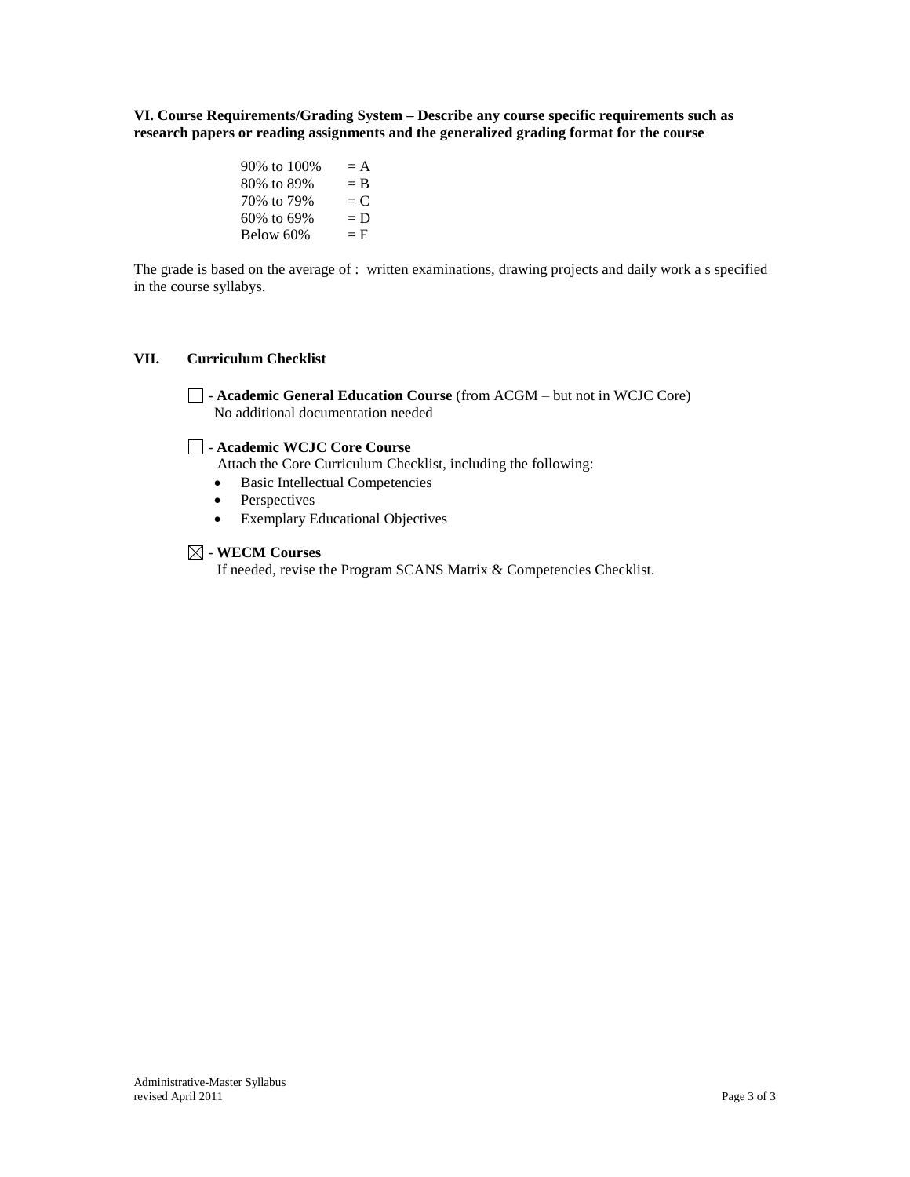**VI. Course Requirements/Grading System – Describe any course specific requirements such as research papers or reading assignments and the generalized grading format for the course**

| | |
|---|---|
| 90% to 100% | = A |
| 80% to 89% | = B |
| 70% to 79% | = C |
| 60% to 69% | = D |
| Below 60% | = F |

The grade is based on the average of : written examinations, drawing projects and daily work a s specified in the course syllabys.

**VII. Curriculum Checklist**

☐ - **Academic General Education Course** (from ACGM – but not in WCJC Core)
No additional documentation needed

☐ - **Academic WCJC Core Course**
Attach the Core Curriculum Checklist, including the following:

- Basic Intellectual Competencies
- Perspectives
- Exemplary Educational Objectives

☒ - **WECM Courses**
If needed, revise the Program SCANS Matrix & Competencies Checklist.

Administrative-Master Syllabus
revised April 2011